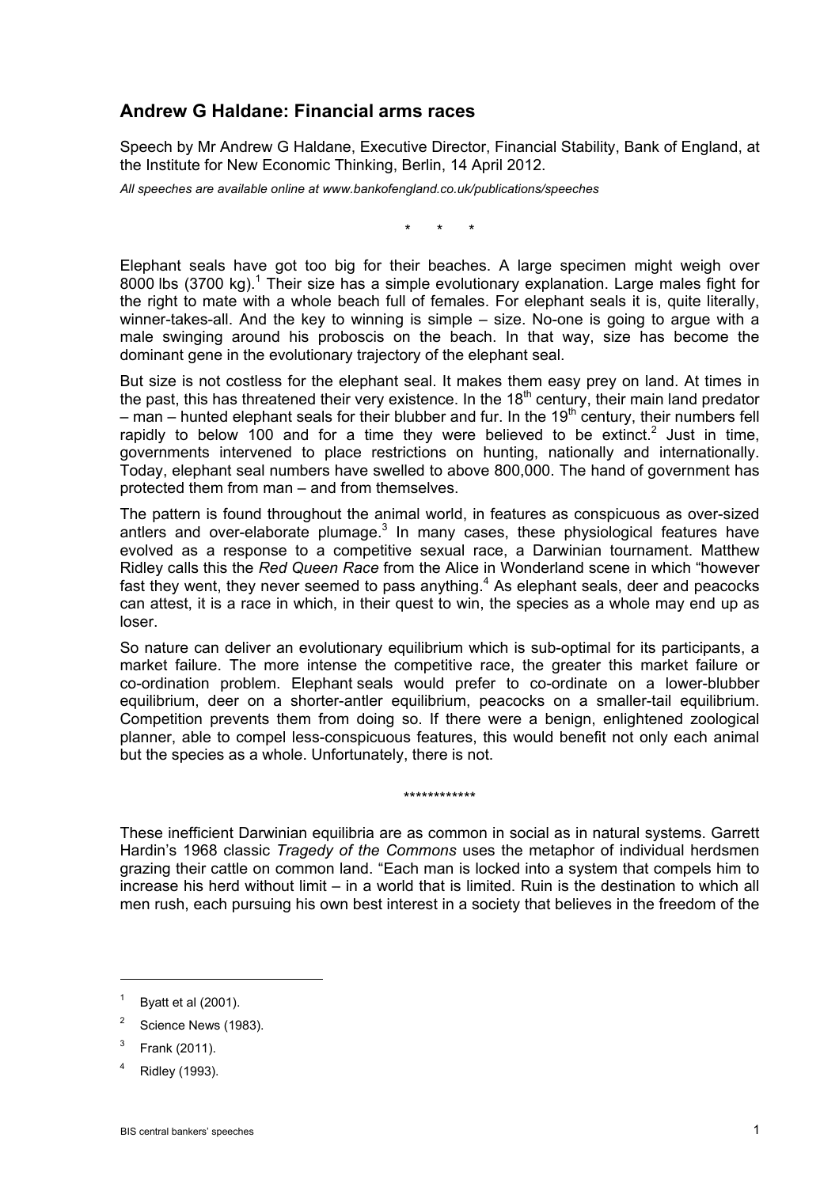## Andrew G Haldane: Financial arms races

Speech by Mr Andrew G Haldane, Executive Director, Financial Stability, Bank of England, at the Institute for New Economic Thinking, Berlin, 14 April 2012.

*All speeches are available online at www.bankofengland.co.uk/publications/speeches*

\*   \*   \*

Elephant seals have got too big for their beaches. A large specimen might weigh over 8000 lbs (3700 kg).[1] Their size has a simple evolutionary explanation. Large males fight for the right to mate with a whole beach full of females. For elephant seals it is, quite literally, winner-takes-all. And the key to winning is simple – size. No-one is going to argue with a male swinging around his proboscis on the beach. In that way, size has become the dominant gene in the evolutionary trajectory of the elephant seal.

But size is not costless for the elephant seal. It makes them easy prey on land. At times in the past, this has threatened their very existence. In the 18th century, their main land predator – man – hunted elephant seals for their blubber and fur. In the 19th century, their numbers fell rapidly to below 100 and for a time they were believed to be extinct.[2] Just in time, governments intervened to place restrictions on hunting, nationally and internationally. Today, elephant seal numbers have swelled to above 800,000. The hand of government has protected them from man – and from themselves.

The pattern is found throughout the animal world, in features as conspicuous as over-sized antlers and over-elaborate plumage.[3] In many cases, these physiological features have evolved as a response to a competitive sexual race, a Darwinian tournament. Matthew Ridley calls this the *Red Queen Race* from the Alice in Wonderland scene in which "however fast they went, they never seemed to pass anything.[4] As elephant seals, deer and peacocks can attest, it is a race in which, in their quest to win, the species as a whole may end up as loser.

So nature can deliver an evolutionary equilibrium which is sub-optimal for its participants, a market failure. The more intense the competitive race, the greater this market failure or co-ordination problem. Elephant seals would prefer to co-ordinate on a lower-blubber equilibrium, deer on a shorter-antler equilibrium, peacocks on a smaller-tail equilibrium. Competition prevents them from doing so. If there were a benign, enlightened zoological planner, able to compel less-conspicuous features, this would benefit not only each animal but the species as a whole. Unfortunately, there is not.

\*\*\*\*\*\*\*\*\*\*\*\*

These inefficient Darwinian equilibria are as common in social as in natural systems. Garrett Hardin's 1968 classic *Tragedy of the Commons* uses the metaphor of individual herdsmen grazing their cattle on common land. "Each man is locked into a system that compels him to increase his herd without limit – in a world that is limited. Ruin is the destination to which all men rush, each pursuing his own best interest in a society that believes in the freedom of the

---

[1] Byatt et al (2001).

[2] Science News (1983).

[3] Frank (2011).

[4] Ridley (1993).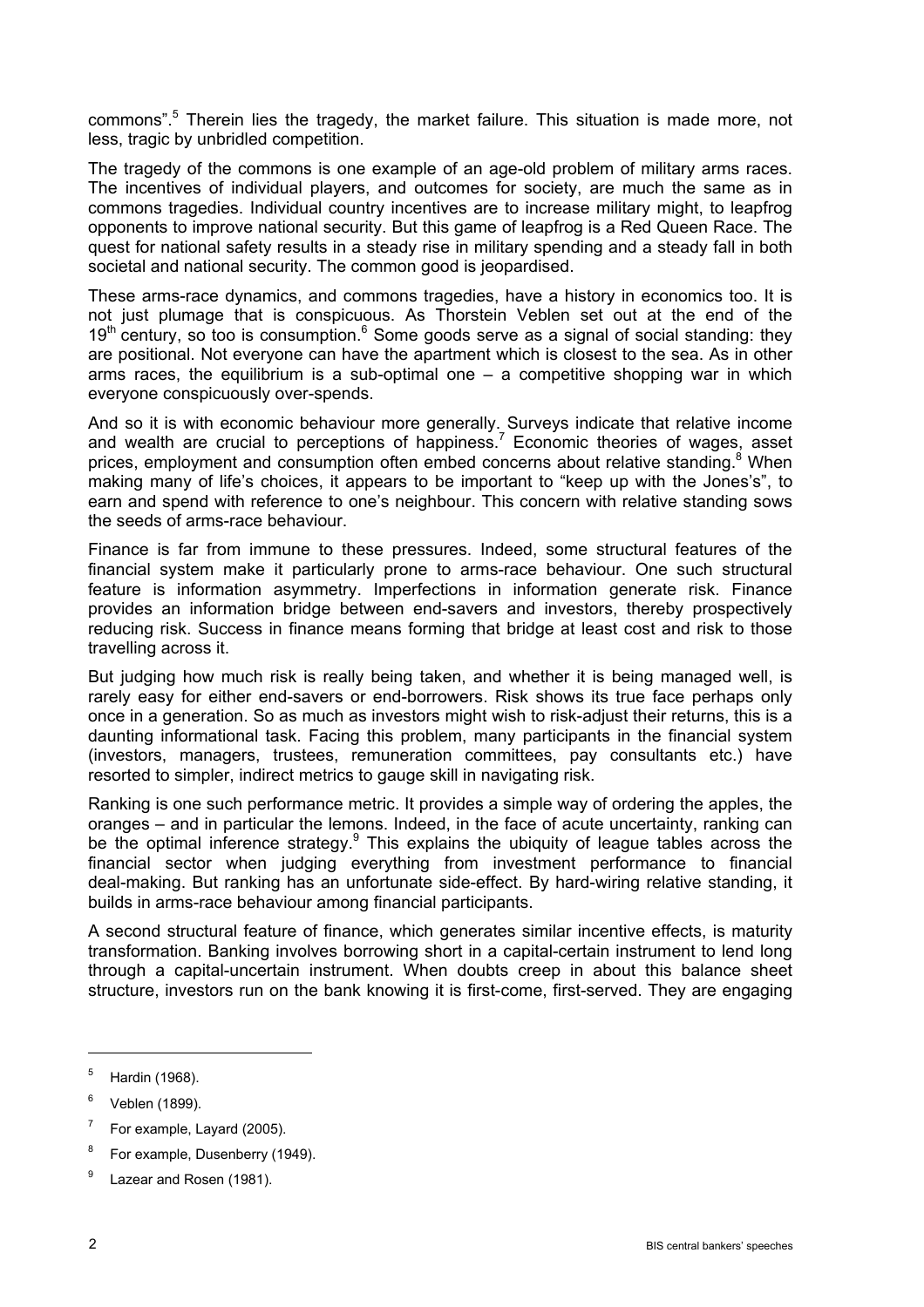commons".[5] Therein lies the tragedy, the market failure. This situation is made more, not less, tragic by unbridled competition.

The tragedy of the commons is one example of an age-old problem of military arms races. The incentives of individual players, and outcomes for society, are much the same as in commons tragedies. Individual country incentives are to increase military might, to leapfrog opponents to improve national security. But this game of leapfrog is a Red Queen Race. The quest for national safety results in a steady rise in military spending and a steady fall in both societal and national security. The common good is jeopardised.

These arms-race dynamics, and commons tragedies, have a history in economics too. It is not just plumage that is conspicuous. As Thorstein Veblen set out at the end of the $19^{th}$ century, so too is consumption.[6] Some goods serve as a signal of social standing: they are positional. Not everyone can have the apartment which is closest to the sea. As in other arms races, the equilibrium is a sub-optimal one – a competitive shopping war in which everyone conspicuously over-spends.

And so it is with economic behaviour more generally. Surveys indicate that relative income and wealth are crucial to perceptions of happiness.[7] Economic theories of wages, asset prices, employment and consumption often embed concerns about relative standing.[8] When making many of life's choices, it appears to be important to "keep up with the Jones's", to earn and spend with reference to one's neighbour. This concern with relative standing sows the seeds of arms-race behaviour.

Finance is far from immune to these pressures. Indeed, some structural features of the financial system make it particularly prone to arms-race behaviour. One such structural feature is information asymmetry. Imperfections in information generate risk. Finance provides an information bridge between end-savers and investors, thereby prospectively reducing risk. Success in finance means forming that bridge at least cost and risk to those travelling across it.

But judging how much risk is really being taken, and whether it is being managed well, is rarely easy for either end-savers or end-borrowers. Risk shows its true face perhaps only once in a generation. So as much as investors might wish to risk-adjust their returns, this is a daunting informational task. Facing this problem, many participants in the financial system (investors, managers, trustees, remuneration committees, pay consultants etc.) have resorted to simpler, indirect metrics to gauge skill in navigating risk.

Ranking is one such performance metric. It provides a simple way of ordering the apples, the oranges – and in particular the lemons. Indeed, in the face of acute uncertainty, ranking can be the optimal inference strategy.[9] This explains the ubiquity of league tables across the financial sector when judging everything from investment performance to financial deal-making. But ranking has an unfortunate side-effect. By hard-wiring relative standing, it builds in arms-race behaviour among financial participants.

A second structural feature of finance, which generates similar incentive effects, is maturity transformation. Banking involves borrowing short in a capital-certain instrument to lend long through a capital-uncertain instrument. When doubts creep in about this balance sheet structure, investors run on the bank knowing it is first-come, first-served. They are engaging

---

[5] Hardin (1968).

[6] Veblen (1899).

[7] For example, Layard (2005).

[8] For example, Dusenberry (1949).

[9] Lazear and Rosen (1981).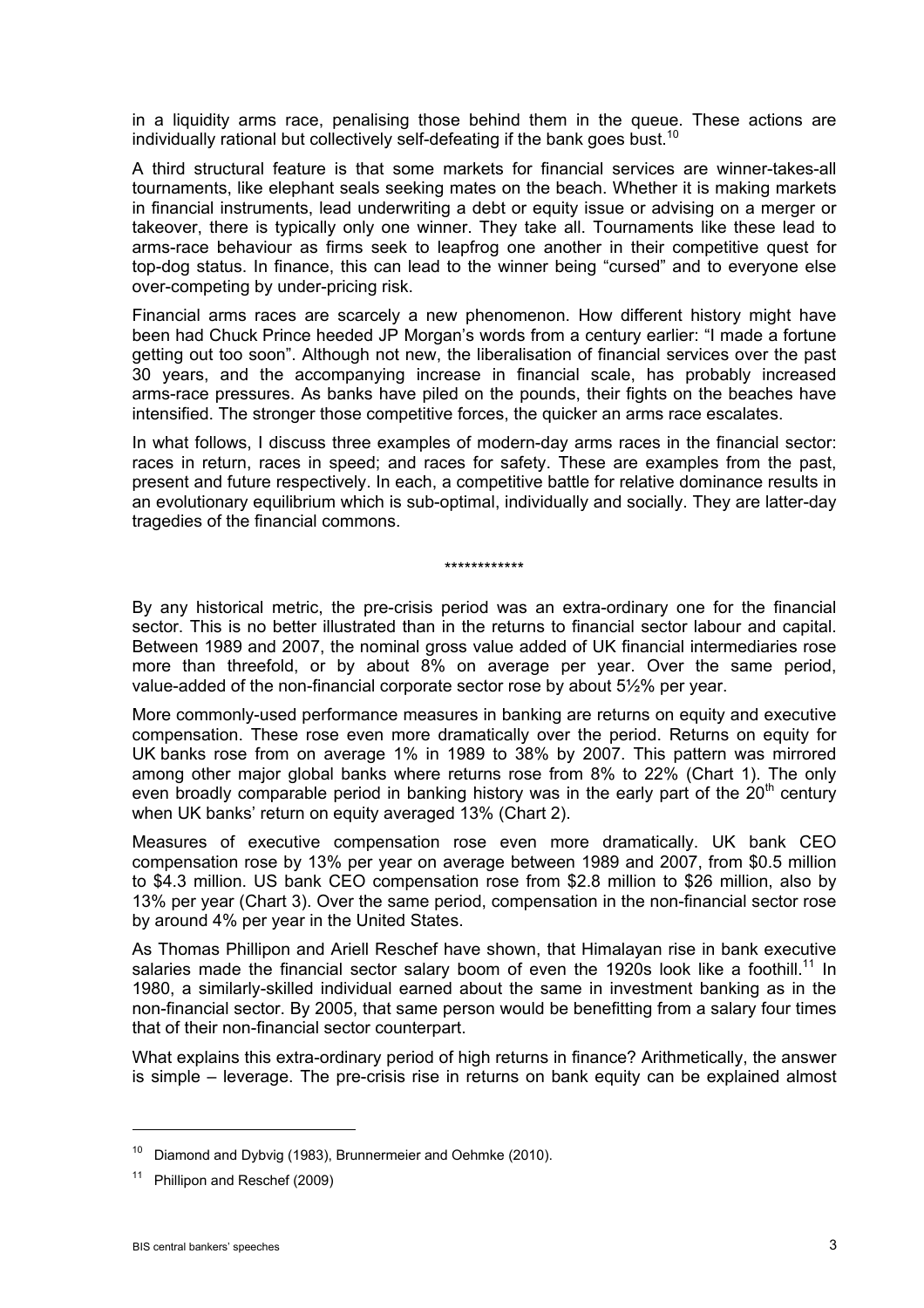in a liquidity arms race, penalising those behind them in the queue. These actions are individually rational but collectively self-defeating if the bank goes bust.[10]

A third structural feature is that some markets for financial services are winner-takes-all tournaments, like elephant seals seeking mates on the beach. Whether it is making markets in financial instruments, lead underwriting a debt or equity issue or advising on a merger or takeover, there is typically only one winner. They take all. Tournaments like these lead to arms-race behaviour as firms seek to leapfrog one another in their competitive quest for top-dog status. In finance, this can lead to the winner being "cursed" and to everyone else over-competing by under-pricing risk.

Financial arms races are scarcely a new phenomenon. How different history might have been had Chuck Prince heeded JP Morgan's words from a century earlier: "I made a fortune getting out too soon". Although not new, the liberalisation of financial services over the past 30 years, and the accompanying increase in financial scale, has probably increased arms-race pressures. As banks have piled on the pounds, their fights on the beaches have intensified. The stronger those competitive forces, the quicker an arms race escalates.

In what follows, I discuss three examples of modern-day arms races in the financial sector: races in return, races in speed; and races for safety. These are examples from the past, present and future respectively. In each, a competitive battle for relative dominance results in an evolutionary equilibrium which is sub-optimal, individually and socially. They are latter-day tragedies of the financial commons.

************

By any historical metric, the pre-crisis period was an extra-ordinary one for the financial sector. This is no better illustrated than in the returns to financial sector labour and capital. Between 1989 and 2007, the nominal gross value added of UK financial intermediaries rose more than threefold, or by about 8% on average per year. Over the same period, value-added of the non-financial corporate sector rose by about 5½% per year.

More commonly-used performance measures in banking are returns on equity and executive compensation. These rose even more dramatically over the period. Returns on equity for UK banks rose from on average 1% in 1989 to 38% by 2007. This pattern was mirrored among other major global banks where returns rose from 8% to 22% (Chart 1). The only even broadly comparable period in banking history was in the early part of the 20th century when UK banks' return on equity averaged 13% (Chart 2).

Measures of executive compensation rose even more dramatically. UK bank CEO compensation rose by 13% per year on average between 1989 and 2007, from \$0.5 million to \$4.3 million. US bank CEO compensation rose from \$2.8 million to \$26 million, also by 13% per year (Chart 3). Over the same period, compensation in the non-financial sector rose by around 4% per year in the United States.

As Thomas Phillipon and Ariell Reschef have shown, that Himalayan rise in bank executive salaries made the financial sector salary boom of even the 1920s look like a foothill.[11] In 1980, a similarly-skilled individual earned about the same in investment banking as in the non-financial sector. By 2005, that same person would be benefitting from a salary four times that of their non-financial sector counterpart.

What explains this extra-ordinary period of high returns in finance? Arithmetically, the answer is simple – leverage. The pre-crisis rise in returns on bank equity can be explained almost

---

[10] Diamond and Dybvig (1983), Brunnermeier and Oehmke (2010).

[11] Phillipon and Reschef (2009)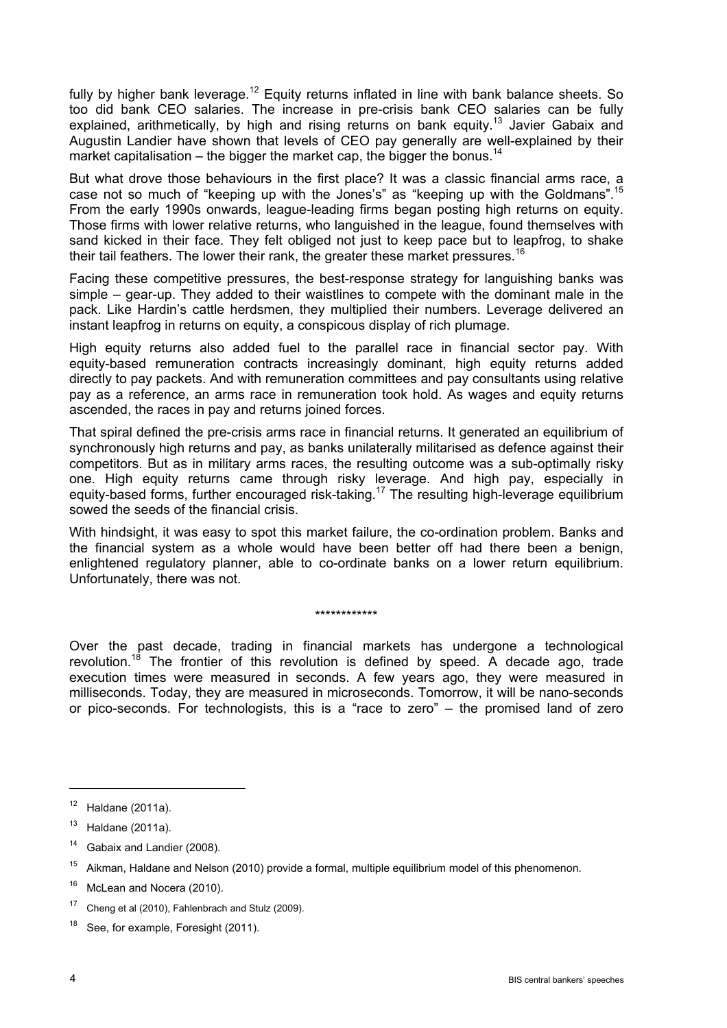fully by higher bank leverage.[12] Equity returns inflated in line with bank balance sheets. So too did bank CEO salaries. The increase in pre-crisis bank CEO salaries can be fully explained, arithmetically, by high and rising returns on bank equity.[13] Javier Gabaix and Augustin Landier have shown that levels of CEO pay generally are well-explained by their market capitalisation – the bigger the market cap, the bigger the bonus.[14]

But what drove those behaviours in the first place? It was a classic financial arms race, a case not so much of "keeping up with the Jones's" as "keeping up with the Goldmans".[15] From the early 1990s onwards, league-leading firms began posting high returns on equity. Those firms with lower relative returns, who languished in the league, found themselves with sand kicked in their face. They felt obliged not just to keep pace but to leapfrog, to shake their tail feathers. The lower their rank, the greater these market pressures.[16]

Facing these competitive pressures, the best-response strategy for languishing banks was simple – gear-up. They added to their waistlines to compete with the dominant male in the pack. Like Hardin's cattle herdsmen, they multiplied their numbers. Leverage delivered an instant leapfrog in returns on equity, a conspicous display of rich plumage.

High equity returns also added fuel to the parallel race in financial sector pay. With equity-based remuneration contracts increasingly dominant, high equity returns added directly to pay packets. And with remuneration committees and pay consultants using relative pay as a reference, an arms race in remuneration took hold. As wages and equity returns ascended, the races in pay and returns joined forces.

That spiral defined the pre-crisis arms race in financial returns. It generated an equilibrium of synchronously high returns and pay, as banks unilaterally militarised as defence against their competitors. But as in military arms races, the resulting outcome was a sub-optimally risky one. High equity returns came through risky leverage. And high pay, especially in equity-based forms, further encouraged risk-taking.[17] The resulting high-leverage equilibrium sowed the seeds of the financial crisis.

With hindsight, it was easy to spot this market failure, the co-ordination problem. Banks and the financial system as a whole would have been better off had there been a benign, enlightened regulatory planner, able to co-ordinate banks on a lower return equilibrium. Unfortunately, there was not.

************

Over the past decade, trading in financial markets has undergone a technological revolution.[18] The frontier of this revolution is defined by speed. A decade ago, trade execution times were measured in seconds. A few years ago, they were measured in milliseconds. Today, they are measured in microseconds. Tomorrow, it will be nano-seconds or pico-seconds. For technologists, this is a "race to zero" – the promised land of zero

---

[12] Haldane (2011a).

[13] Haldane (2011a).

[14] Gabaix and Landier (2008).

[15] Aikman, Haldane and Nelson (2010) provide a formal, multiple equilibrium model of this phenomenon.

[16] McLean and Nocera (2010).

[17] Cheng et al (2010), Fahlenbrach and Stulz (2009).

[18] See, for example, Foresight (2011).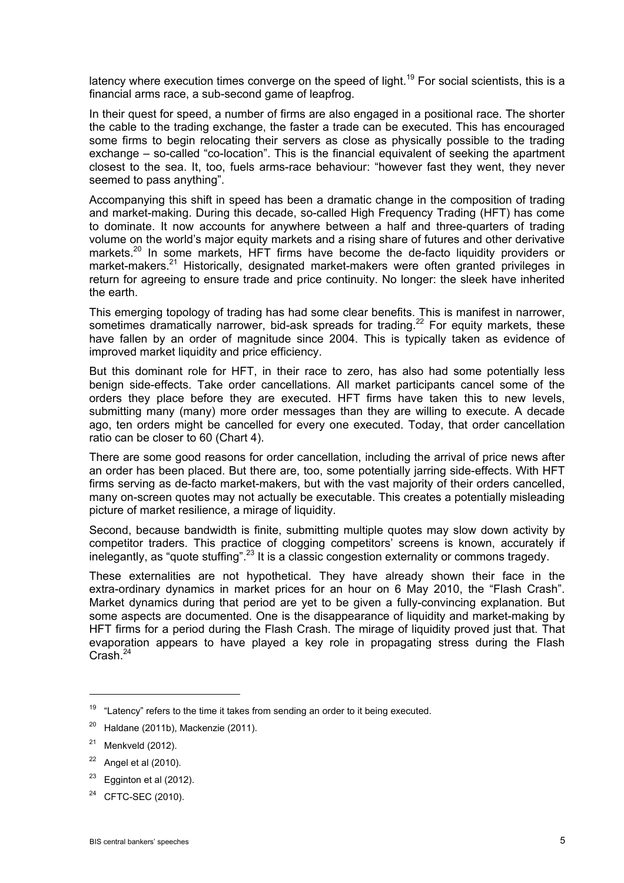latency where execution times converge on the speed of light.[19] For social scientists, this is a financial arms race, a sub-second game of leapfrog.

In their quest for speed, a number of firms are also engaged in a positional race. The shorter the cable to the trading exchange, the faster a trade can be executed. This has encouraged some firms to begin relocating their servers as close as physically possible to the trading exchange – so-called "co-location". This is the financial equivalent of seeking the apartment closest to the sea. It, too, fuels arms-race behaviour: "however fast they went, they never seemed to pass anything".

Accompanying this shift in speed has been a dramatic change in the composition of trading and market-making. During this decade, so-called High Frequency Trading (HFT) has come to dominate. It now accounts for anywhere between a half and three-quarters of trading volume on the world's major equity markets and a rising share of futures and other derivative markets.[20] In some markets, HFT firms have become the de-facto liquidity providers or market-makers.[21] Historically, designated market-makers were often granted privileges in return for agreeing to ensure trade and price continuity. No longer: the sleek have inherited the earth.

This emerging topology of trading has had some clear benefits. This is manifest in narrower, sometimes dramatically narrower, bid-ask spreads for trading.[22] For equity markets, these have fallen by an order of magnitude since 2004. This is typically taken as evidence of improved market liquidity and price efficiency.

But this dominant role for HFT, in their race to zero, has also had some potentially less benign side-effects. Take order cancellations. All market participants cancel some of the orders they place before they are executed. HFT firms have taken this to new levels, submitting many (many) more order messages than they are willing to execute. A decade ago, ten orders might be cancelled for every one executed. Today, that order cancellation ratio can be closer to 60 (Chart 4).

There are some good reasons for order cancellation, including the arrival of price news after an order has been placed. But there are, too, some potentially jarring side-effects. With HFT firms serving as de-facto market-makers, but with the vast majority of their orders cancelled, many on-screen quotes may not actually be executable. This creates a potentially misleading picture of market resilience, a mirage of liquidity.

Second, because bandwidth is finite, submitting multiple quotes may slow down activity by competitor traders. This practice of clogging competitors' screens is known, accurately if inelegantly, as "quote stuffing".[23] It is a classic congestion externality or commons tragedy.

These externalities are not hypothetical. They have already shown their face in the extra-ordinary dynamics in market prices for an hour on 6 May 2010, the "Flash Crash". Market dynamics during that period are yet to be given a fully-convincing explanation. But some aspects are documented. One is the disappearance of liquidity and market-making by HFT firms for a period during the Flash Crash. The mirage of liquidity proved just that. That evaporation appears to have played a key role in propagating stress during the Flash Crash.[24]

---

[19] "Latency" refers to the time it takes from sending an order to it being executed.

[20] Haldane (2011b), Mackenzie (2011).

[21] Menkveld (2012).

[22] Angel et al (2010).

[23] Egginton et al (2012).

[24] CFTC-SEC (2010).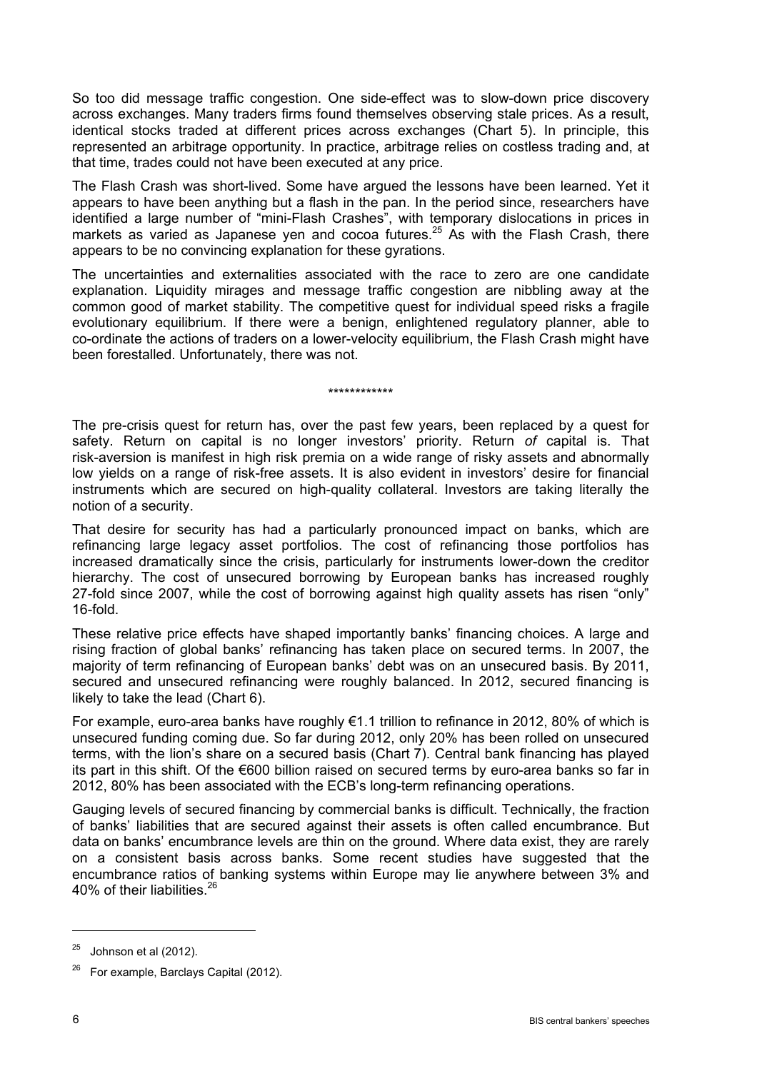So too did message traffic congestion. One side-effect was to slow-down price discovery across exchanges. Many traders firms found themselves observing stale prices. As a result, identical stocks traded at different prices across exchanges (Chart 5). In principle, this represented an arbitrage opportunity. In practice, arbitrage relies on costless trading and, at that time, trades could not have been executed at any price.

The Flash Crash was short-lived. Some have argued the lessons have been learned. Yet it appears to have been anything but a flash in the pan. In the period since, researchers have identified a large number of "mini-Flash Crashes", with temporary dislocations in prices in markets as varied as Japanese yen and cocoa futures.[25] As with the Flash Crash, there appears to be no convincing explanation for these gyrations.

The uncertainties and externalities associated with the race to zero are one candidate explanation. Liquidity mirages and message traffic congestion are nibbling away at the common good of market stability. The competitive quest for individual speed risks a fragile evolutionary equilibrium. If there were a benign, enlightened regulatory planner, able to co-ordinate the actions of traders on a lower-velocity equilibrium, the Flash Crash might have been forestalled. Unfortunately, there was not.

************

The pre-crisis quest for return has, over the past few years, been replaced by a quest for safety. Return on capital is no longer investors' priority. Return *of* capital is. That risk-aversion is manifest in high risk premia on a wide range of risky assets and abnormally low yields on a range of risk-free assets. It is also evident in investors' desire for financial instruments which are secured on high-quality collateral. Investors are taking literally the notion of a security.

That desire for security has had a particularly pronounced impact on banks, which are refinancing large legacy asset portfolios. The cost of refinancing those portfolios has increased dramatically since the crisis, particularly for instruments lower-down the creditor hierarchy. The cost of unsecured borrowing by European banks has increased roughly 27-fold since 2007, while the cost of borrowing against high quality assets has risen "only" 16-fold.

These relative price effects have shaped importantly banks' financing choices. A large and rising fraction of global banks' refinancing has taken place on secured terms. In 2007, the majority of term refinancing of European banks' debt was on an unsecured basis. By 2011, secured and unsecured refinancing were roughly balanced. In 2012, secured financing is likely to take the lead (Chart 6).

For example, euro-area banks have roughly €1.1 trillion to refinance in 2012, 80% of which is unsecured funding coming due. So far during 2012, only 20% has been rolled on unsecured terms, with the lion's share on a secured basis (Chart 7). Central bank financing has played its part in this shift. Of the €600 billion raised on secured terms by euro-area banks so far in 2012, 80% has been associated with the ECB's long-term refinancing operations.

Gauging levels of secured financing by commercial banks is difficult. Technically, the fraction of banks' liabilities that are secured against their assets is often called encumbrance. But data on banks' encumbrance levels are thin on the ground. Where data exist, they are rarely on a consistent basis across banks. Some recent studies have suggested that the encumbrance ratios of banking systems within Europe may lie anywhere between 3% and 40% of their liabilities.[26]

---

[25] Johnson et al (2012).

[26] For example, Barclays Capital (2012).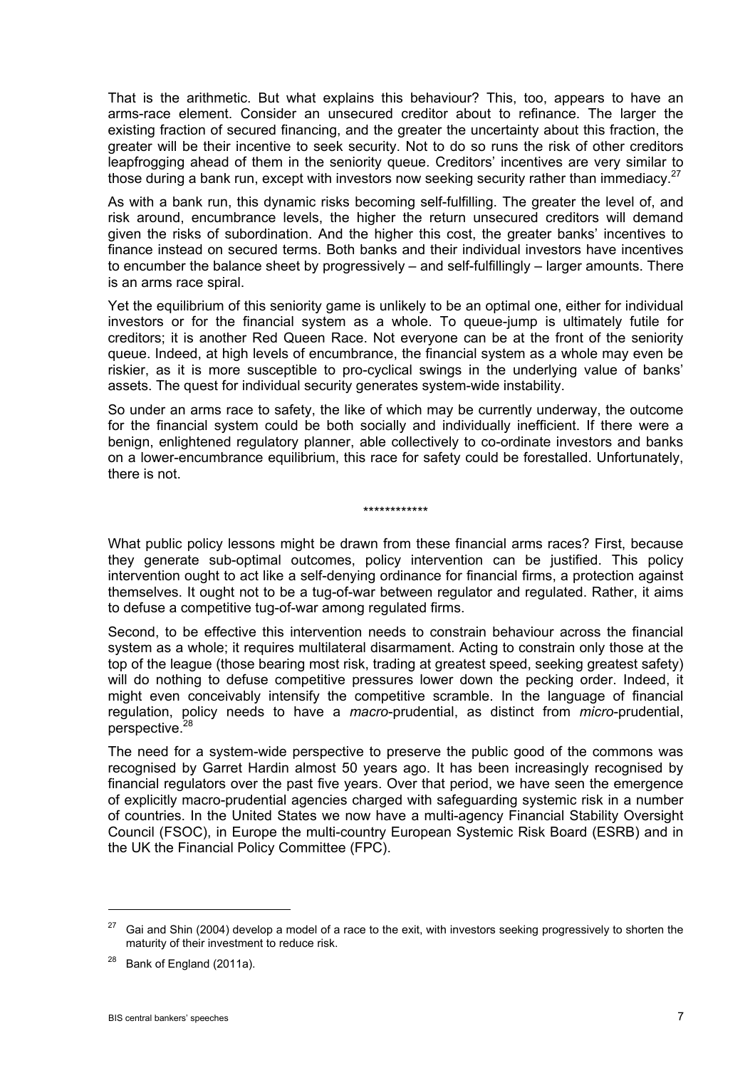That is the arithmetic. But what explains this behaviour? This, too, appears to have an arms-race element. Consider an unsecured creditor about to refinance. The larger the existing fraction of secured financing, and the greater the uncertainty about this fraction, the greater will be their incentive to seek security. Not to do so runs the risk of other creditors leapfrogging ahead of them in the seniority queue. Creditors' incentives are very similar to those during a bank run, except with investors now seeking security rather than immediacy.[27]

As with a bank run, this dynamic risks becoming self-fulfilling. The greater the level of, and risk around, encumbrance levels, the higher the return unsecured creditors will demand given the risks of subordination. And the higher this cost, the greater banks' incentives to finance instead on secured terms. Both banks and their individual investors have incentives to encumber the balance sheet by progressively – and self-fulfillingly – larger amounts. There is an arms race spiral.

Yet the equilibrium of this seniority game is unlikely to be an optimal one, either for individual investors or for the financial system as a whole. To queue-jump is ultimately futile for creditors; it is another Red Queen Race. Not everyone can be at the front of the seniority queue. Indeed, at high levels of encumbrance, the financial system as a whole may even be riskier, as it is more susceptible to pro-cyclical swings in the underlying value of banks' assets. The quest for individual security generates system-wide instability.

So under an arms race to safety, the like of which may be currently underway, the outcome for the financial system could be both socially and individually inefficient. If there were a benign, enlightened regulatory planner, able collectively to co-ordinate investors and banks on a lower-encumbrance equilibrium, this race for safety could be forestalled. Unfortunately, there is not.

************

What public policy lessons might be drawn from these financial arms races? First, because they generate sub-optimal outcomes, policy intervention can be justified. This policy intervention ought to act like a self-denying ordinance for financial firms, a protection against themselves. It ought not to be a tug-of-war between regulator and regulated. Rather, it aims to defuse a competitive tug-of-war among regulated firms.

Second, to be effective this intervention needs to constrain behaviour across the financial system as a whole; it requires multilateral disarmament. Acting to constrain only those at the top of the league (those bearing most risk, trading at greatest speed, seeking greatest safety) will do nothing to defuse competitive pressures lower down the pecking order. Indeed, it might even conceivably intensify the competitive scramble. In the language of financial regulation, policy needs to have a *macro*-prudential, as distinct from *micro*-prudential, perspective.[28]

The need for a system-wide perspective to preserve the public good of the commons was recognised by Garret Hardin almost 50 years ago. It has been increasingly recognised by financial regulators over the past five years. Over that period, we have seen the emergence of explicitly macro-prudential agencies charged with safeguarding systemic risk in a number of countries. In the United States we now have a multi-agency Financial Stability Oversight Council (FSOC), in Europe the multi-country European Systemic Risk Board (ESRB) and in the UK the Financial Policy Committee (FPC).

---

[27] Gai and Shin (2004) develop a model of a race to the exit, with investors seeking progressively to shorten the maturity of their investment to reduce risk.

[28] Bank of England (2011a).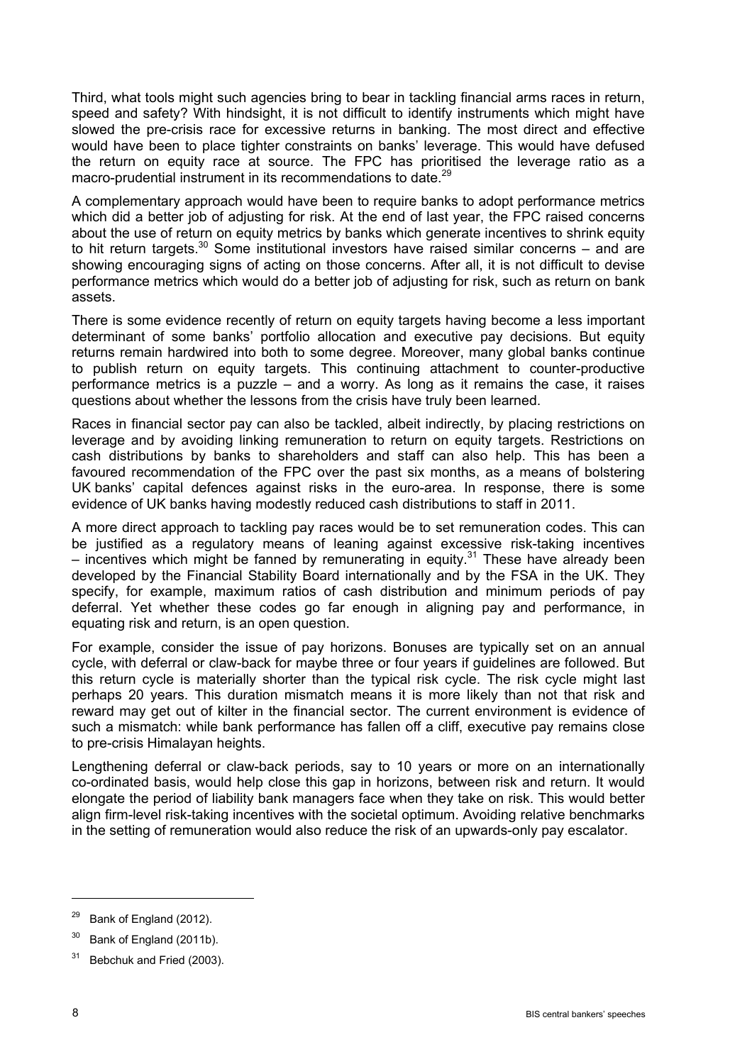Third, what tools might such agencies bring to bear in tackling financial arms races in return, speed and safety? With hindsight, it is not difficult to identify instruments which might have slowed the pre-crisis race for excessive returns in banking. The most direct and effective would have been to place tighter constraints on banks' leverage. This would have defused the return on equity race at source. The FPC has prioritised the leverage ratio as a macro-prudential instrument in its recommendations to date.[29]

A complementary approach would have been to require banks to adopt performance metrics which did a better job of adjusting for risk. At the end of last year, the FPC raised concerns about the use of return on equity metrics by banks which generate incentives to shrink equity to hit return targets.[30] Some institutional investors have raised similar concerns – and are showing encouraging signs of acting on those concerns. After all, it is not difficult to devise performance metrics which would do a better job of adjusting for risk, such as return on bank assets.

There is some evidence recently of return on equity targets having become a less important determinant of some banks' portfolio allocation and executive pay decisions. But equity returns remain hardwired into both to some degree. Moreover, many global banks continue to publish return on equity targets. This continuing attachment to counter-productive performance metrics is a puzzle – and a worry. As long as it remains the case, it raises questions about whether the lessons from the crisis have truly been learned.

Races in financial sector pay can also be tackled, albeit indirectly, by placing restrictions on leverage and by avoiding linking remuneration to return on equity targets. Restrictions on cash distributions by banks to shareholders and staff can also help. This has been a favoured recommendation of the FPC over the past six months, as a means of bolstering UK banks' capital defences against risks in the euro-area. In response, there is some evidence of UK banks having modestly reduced cash distributions to staff in 2011.

A more direct approach to tackling pay races would be to set remuneration codes. This can be justified as a regulatory means of leaning against excessive risk-taking incentives – incentives which might be fanned by remunerating in equity.[31] These have already been developed by the Financial Stability Board internationally and by the FSA in the UK. They specify, for example, maximum ratios of cash distribution and minimum periods of pay deferral. Yet whether these codes go far enough in aligning pay and performance, in equating risk and return, is an open question.

For example, consider the issue of pay horizons. Bonuses are typically set on an annual cycle, with deferral or claw-back for maybe three or four years if guidelines are followed. But this return cycle is materially shorter than the typical risk cycle. The risk cycle might last perhaps 20 years. This duration mismatch means it is more likely than not that risk and reward may get out of kilter in the financial sector. The current environment is evidence of such a mismatch: while bank performance has fallen off a cliff, executive pay remains close to pre-crisis Himalayan heights.

Lengthening deferral or claw-back periods, say to 10 years or more on an internationally co-ordinated basis, would help close this gap in horizons, between risk and return. It would elongate the period of liability bank managers face when they take on risk. This would better align firm-level risk-taking incentives with the societal optimum. Avoiding relative benchmarks in the setting of remuneration would also reduce the risk of an upwards-only pay escalator.

---

[29] Bank of England (2012).

[30] Bank of England (2011b).

[31] Bebchuk and Fried (2003).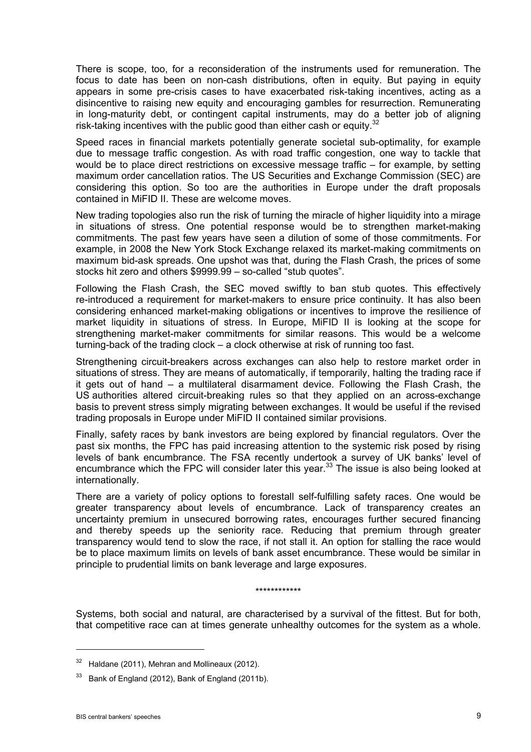There is scope, too, for a reconsideration of the instruments used for remuneration. The focus to date has been on non-cash distributions, often in equity. But paying in equity appears in some pre-crisis cases to have exacerbated risk-taking incentives, acting as a disincentive to raising new equity and encouraging gambles for resurrection. Remunerating in long-maturity debt, or contingent capital instruments, may do a better job of aligning risk-taking incentives with the public good than either cash or equity.[32]

Speed races in financial markets potentially generate societal sub-optimality, for example due to message traffic congestion. As with road traffic congestion, one way to tackle that would be to place direct restrictions on excessive message traffic – for example, by setting maximum order cancellation ratios. The US Securities and Exchange Commission (SEC) are considering this option. So too are the authorities in Europe under the draft proposals contained in MiFID II. These are welcome moves.

New trading topologies also run the risk of turning the miracle of higher liquidity into a mirage in situations of stress. One potential response would be to strengthen market-making commitments. The past few years have seen a dilution of some of those commitments. For example, in 2008 the New York Stock Exchange relaxed its market-making commitments on maximum bid-ask spreads. One upshot was that, during the Flash Crash, the prices of some stocks hit zero and others $9999.99 – so-called "stub quotes".

Following the Flash Crash, the SEC moved swiftly to ban stub quotes. This effectively re-introduced a requirement for market-makers to ensure price continuity. It has also been considering enhanced market-making obligations or incentives to improve the resilience of market liquidity in situations of stress. In Europe, MiFID II is looking at the scope for strengthening market-maker commitments for similar reasons. This would be a welcome turning-back of the trading clock – a clock otherwise at risk of running too fast.

Strengthening circuit-breakers across exchanges can also help to restore market order in situations of stress. They are means of automatically, if temporarily, halting the trading race if it gets out of hand – a multilateral disarmament device. Following the Flash Crash, the US authorities altered circuit-breaking rules so that they applied on an across-exchange basis to prevent stress simply migrating between exchanges. It would be useful if the revised trading proposals in Europe under MiFID II contained similar provisions.

Finally, safety races by bank investors are being explored by financial regulators. Over the past six months, the FPC has paid increasing attention to the systemic risk posed by rising levels of bank encumbrance. The FSA recently undertook a survey of UK banks' level of encumbrance which the FPC will consider later this year.[33] The issue is also being looked at internationally.

There are a variety of policy options to forestall self-fulfilling safety races. One would be greater transparency about levels of encumbrance. Lack of transparency creates an uncertainty premium in unsecured borrowing rates, encourages further secured financing and thereby speeds up the seniority race. Reducing that premium through greater transparency would tend to slow the race, if not stall it. An option for stalling the race would be to place maximum limits on levels of bank asset encumbrance. These would be similar in principle to prudential limits on bank leverage and large exposures.

************

Systems, both social and natural, are characterised by a survival of the fittest. But for both, that competitive race can at times generate unhealthy outcomes for the system as a whole.

---

[32] Haldane (2011), Mehran and Mollineaux (2012).

[33] Bank of England (2012), Bank of England (2011b).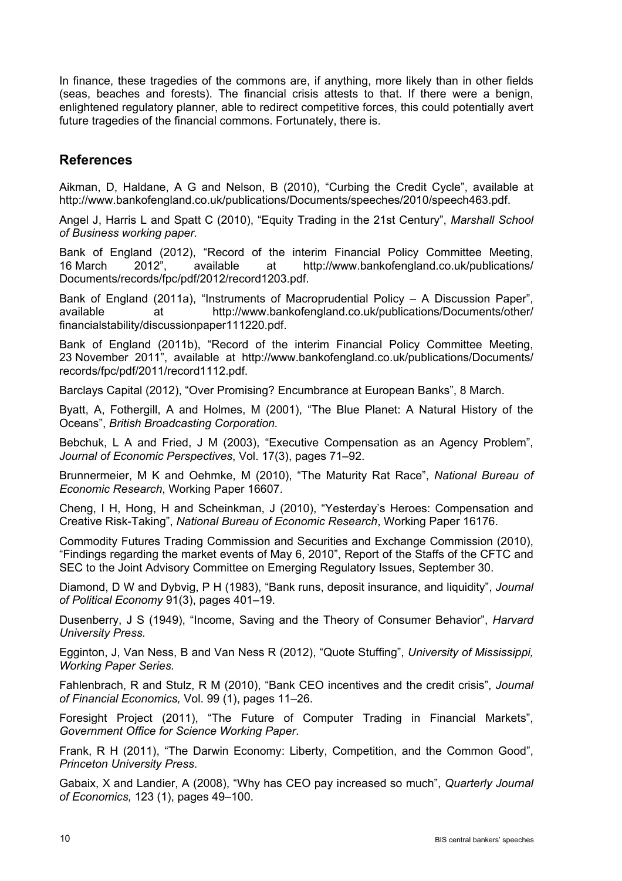In finance, these tragedies of the commons are, if anything, more likely than in other fields (seas, beaches and forests). The financial crisis attests to that. If there were a benign, enlightened regulatory planner, able to redirect competitive forces, this could potentially avert future tragedies of the financial commons. Fortunately, there is.

## References

Aikman, D, Haldane, A G and Nelson, B (2010), "Curbing the Credit Cycle", available at http://www.bankofengland.co.uk/publications/Documents/speeches/2010/speech463.pdf.

Angel J, Harris L and Spatt C (2010), "Equity Trading in the 21st Century", *Marshall School of Business working paper.*

Bank of England (2012), "Record of the interim Financial Policy Committee Meeting, 16 March 2012", available at http://www.bankofengland.co.uk/publications/Documents/records/fpc/pdf/2012/record1203.pdf.

Bank of England (2011a), "Instruments of Macroprudential Policy – A Discussion Paper", available at http://www.bankofengland.co.uk/publications/Documents/other/financialstability/discussionpaper111220.pdf.

Bank of England (2011b), "Record of the interim Financial Policy Committee Meeting, 23 November 2011", available at http://www.bankofengland.co.uk/publications/Documents/records/fpc/pdf/2011/record1112.pdf.

Barclays Capital (2012), "Over Promising? Encumbrance at European Banks", 8 March.

Byatt, A, Fothergill, A and Holmes, M (2001), "The Blue Planet: A Natural History of the Oceans", *British Broadcasting Corporation.*

Bebchuk, L A and Fried, J M (2003), "Executive Compensation as an Agency Problem", *Journal of Economic Perspectives*, Vol. 17(3), pages 71–92.

Brunnermeier, M K and Oehmke, M (2010), "The Maturity Rat Race", *National Bureau of Economic Research*, Working Paper 16607.

Cheng, I H, Hong, H and Scheinkman, J (2010), "Yesterday's Heroes: Compensation and Creative Risk-Taking", *National Bureau of Economic Research*, Working Paper 16176.

Commodity Futures Trading Commission and Securities and Exchange Commission (2010), "Findings regarding the market events of May 6, 2010", Report of the Staffs of the CFTC and SEC to the Joint Advisory Committee on Emerging Regulatory Issues, September 30.

Diamond, D W and Dybvig, P H (1983), "Bank runs, deposit insurance, and liquidity", *Journal of Political Economy* 91(3), pages 401–19.

Dusenberry, J S (1949), "Income, Saving and the Theory of Consumer Behavior", *Harvard University Press.*

Egginton, J, Van Ness, B and Van Ness R (2012), "Quote Stuffing", *University of Mississippi, Working Paper Series.*

Fahlenbrach, R and Stulz, R M (2010), "Bank CEO incentives and the credit crisis", *Journal of Financial Economics,* Vol. 99 (1), pages 11–26.

Foresight Project (2011), "The Future of Computer Trading in Financial Markets", *Government Office for Science Working Paper*.

Frank, R H (2011), "The Darwin Economy: Liberty, Competition, and the Common Good", *Princeton University Press*.

Gabaix, X and Landier, A (2008), "Why has CEO pay increased so much", *Quarterly Journal of Economics,* 123 (1), pages 49–100.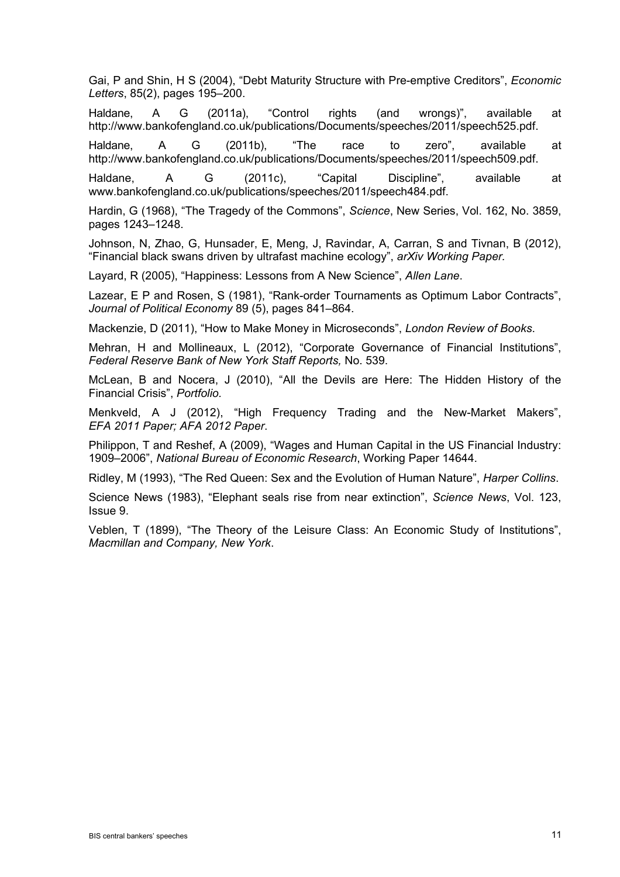Gai, P and Shin, H S (2004), "Debt Maturity Structure with Pre-emptive Creditors", *Economic Letters*, 85(2), pages 195–200.

Haldane, A G (2011a), "Control rights (and wrongs)", available at http://www.bankofengland.co.uk/publications/Documents/speeches/2011/speech525.pdf.

Haldane, A G (2011b), "The race to zero", available at http://www.bankofengland.co.uk/publications/Documents/speeches/2011/speech509.pdf.

Haldane, A G (2011c), "Capital Discipline", available at www.bankofengland.co.uk/publications/speeches/2011/speech484.pdf.

Hardin, G (1968), "The Tragedy of the Commons", *Science*, New Series, Vol. 162, No. 3859, pages 1243–1248.

Johnson, N, Zhao, G, Hunsader, E, Meng, J, Ravindar, A, Carran, S and Tivnan, B (2012), "Financial black swans driven by ultrafast machine ecology", *arXiv Working Paper*.

Layard, R (2005), "Happiness: Lessons from A New Science", *Allen Lane*.

Lazear, E P and Rosen, S (1981), "Rank-order Tournaments as Optimum Labor Contracts", *Journal of Political Economy* 89 (5), pages 841–864.

Mackenzie, D (2011), "How to Make Money in Microseconds", *London Review of Books*.

Mehran, H and Mollineaux, L (2012), "Corporate Governance of Financial Institutions", *Federal Reserve Bank of New York Staff Reports,* No. 539.

McLean, B and Nocera, J (2010), "All the Devils are Here: The Hidden History of the Financial Crisis", *Portfolio.*

Menkveld, A J (2012), "High Frequency Trading and the New-Market Makers", *EFA 2011 Paper; AFA 2012 Paper*.

Philippon, T and Reshef, A (2009), "Wages and Human Capital in the US Financial Industry: 1909–2006", *National Bureau of Economic Research*, Working Paper 14644.

Ridley, M (1993), "The Red Queen: Sex and the Evolution of Human Nature", *Harper Collins*.

Science News (1983), "Elephant seals rise from near extinction", *Science News*, Vol. 123, Issue 9.

Veblen, T (1899), "The Theory of the Leisure Class: An Economic Study of Institutions", *Macmillan and Company, New York*.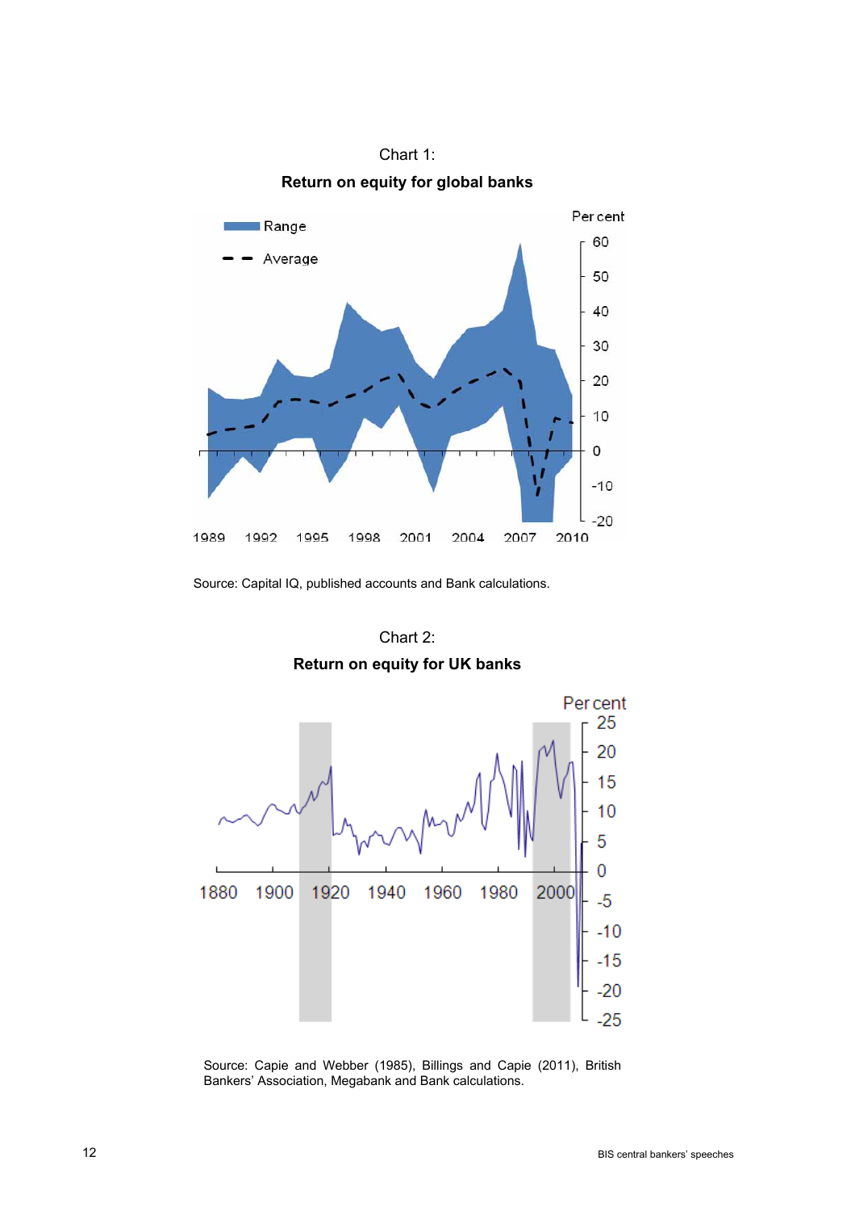Chart 1:

**Return on equity for global banks**

Source: Capital IQ, published accounts and Bank calculations.

Chart 2:

**Return on equity for UK banks**

Source: Capie and Webber (1985), Billings and Capie (2011), British Bankers' Association, Megabank and Bank calculations.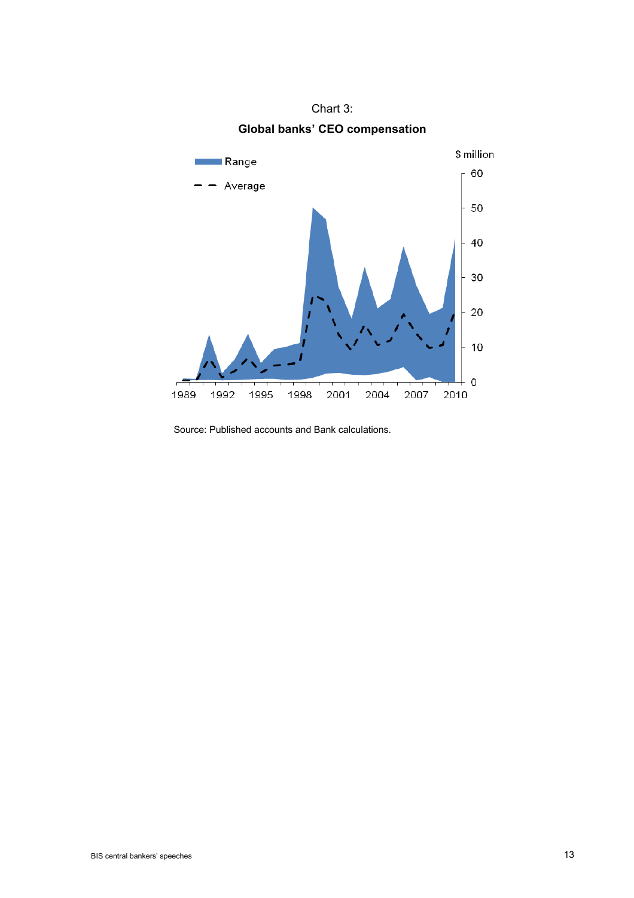Chart 3:

**Global banks' CEO compensation**

Source: Published accounts and Bank calculations.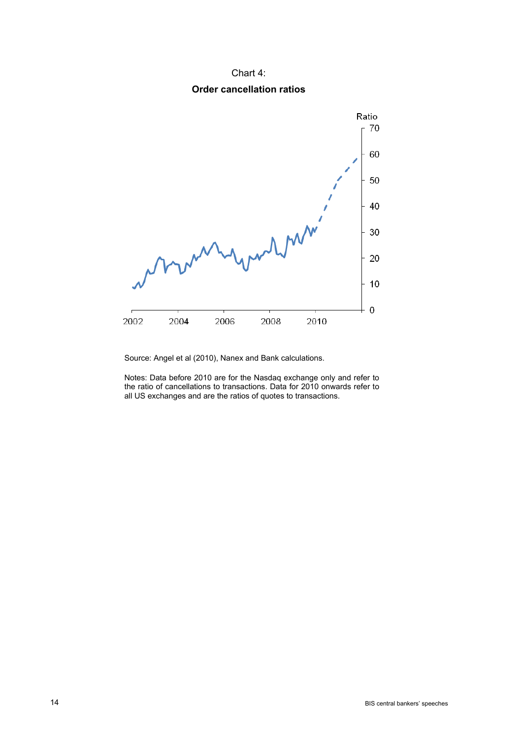Chart 4:

**Order cancellation ratios**

Source: Angel et al (2010), Nanex and Bank calculations.

Notes: Data before 2010 are for the Nasdaq exchange only and refer to the ratio of cancellations to transactions. Data for 2010 onwards refer to all US exchanges and are the ratios of quotes to transactions.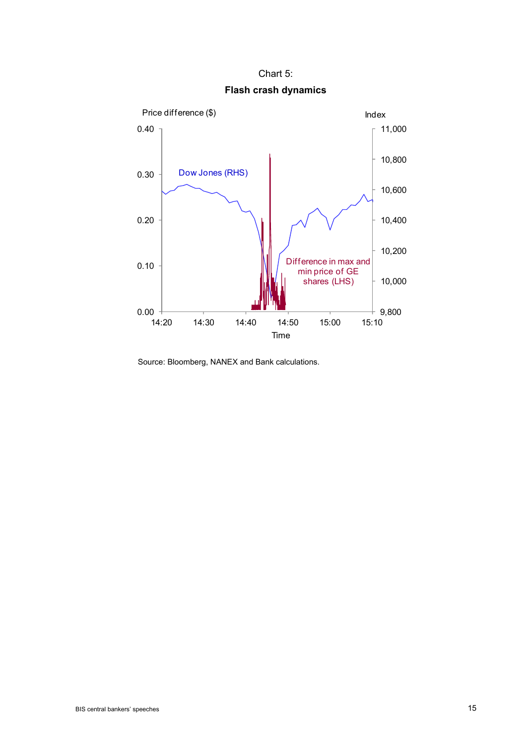Chart 5:

**Flash crash dynamics**

Source: Bloomberg, NANEX and Bank calculations.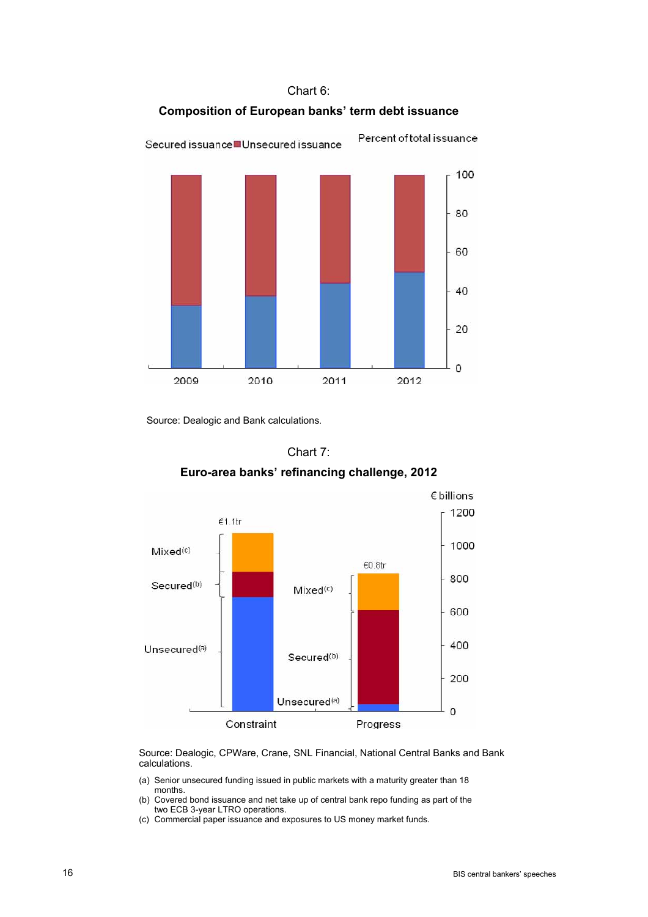Chart 6:

**Composition of European banks' term debt issuance**

Secured issuance ■ Unsecured issuance

Percent of total issuance

100
80
60
40
20
0

2009
2010
2011
2012

Source: Dealogic and Bank calculations.

Chart 7:

**Euro-area banks' refinancing challenge, 2012**

€ billions

1200
1000
800
600
400
200
0

€1.1tr

€0.8tr

Mixed(c)

Secured(b)

Unsecured(a)

Mixed(c)

Secured(b)

Unsecured(a)

Constraint

Progress

Source: Dealogic, CPWare, Crane, SNL Financial, National Central Banks and Bank calculations.

(a) Senior unsecured funding issued in public markets with a maturity greater than 18 months.
(b) Covered bond issuance and net take up of central bank repo funding as part of the two ECB 3-year LTRO operations.
(c) Commercial paper issuance and exposures to US money market funds.